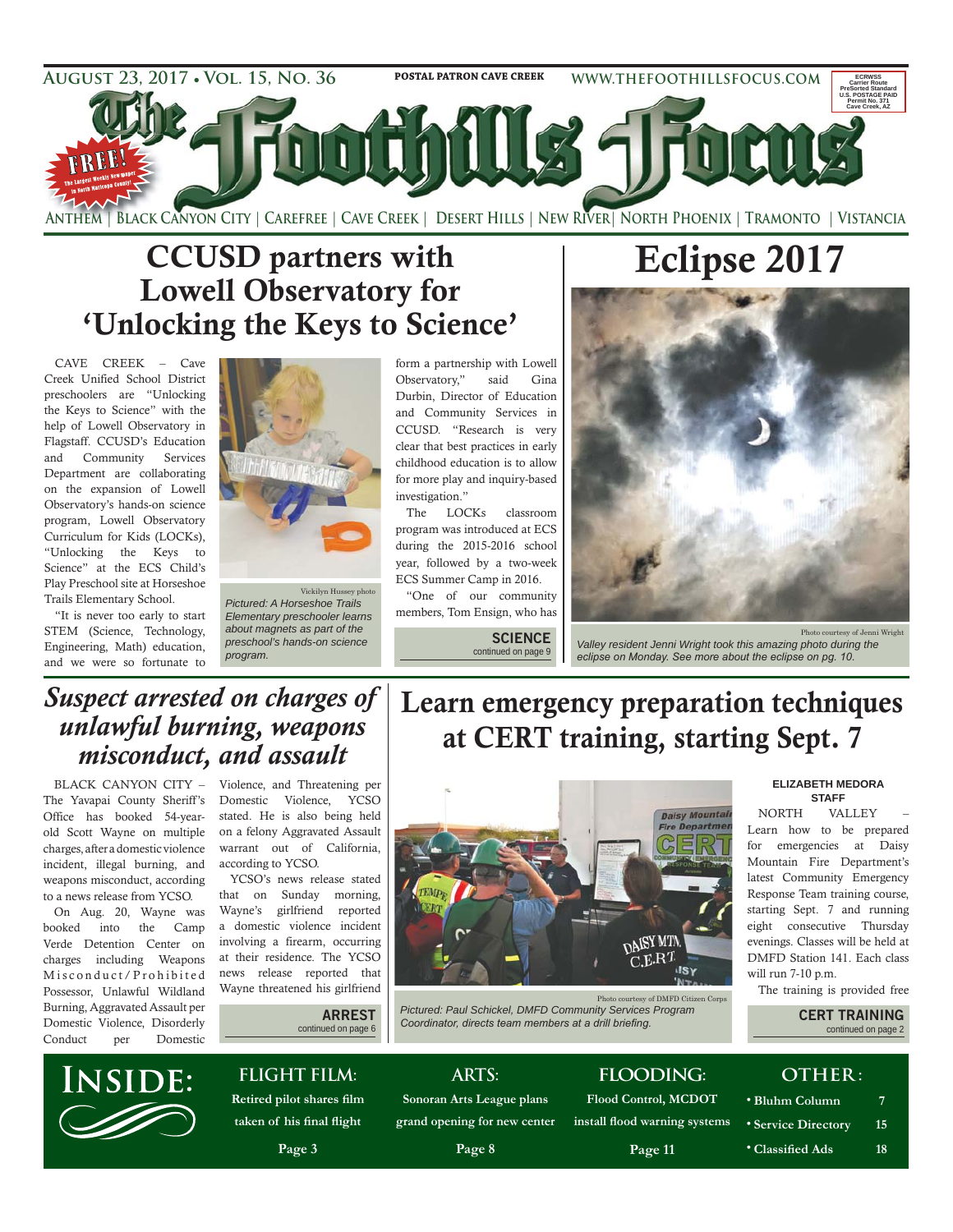August 23, 2017 • Vol. 15, No. 36 | POSTAL PATRON CAVE CREEK | WWW.THEFOOTHILLSFOCUS.COM

ECRWSS Carrier Route PreSorted Standard U.S. POSTAGE PAID Permit No. 371 Cave Creek, AZ

# The Foothills Focus

FREE! The Largest Weekly Newspaper in North Maricopa County!

Anthem | Black Canyon City | Carefree | Cave Creek | Desert Hills | New River | North Phoenix | Tramonto | Vistancia

## CCUSD partners with Lowell Observatory for 'Unlocking the Keys to Science'

CAVE CREEK – Cave Creek Unified School District preschoolers are "Unlocking the Keys to Science" with the help of Lowell Observatory in Flagstaff. CCUSD's Education and Community Services Department are collaborating on the expansion of Lowell Observatory's hands-on science program, Lowell Observatory Curriculum for Kids (LOCKs), "Unlocking the Keys to Science" at the ECS Child's Play Preschool site at Horseshoe Trails Elementary School.

"It is never too early to start STEM (Science, Technology, Engineering, Math) education, and we were so fortunate to form a partnership with Lowell Observatory," said Gina Durbin, Director of Education and Community Services in CCUSD. "Research is very clear that best practices in early childhood education is to allow for more play and inquiry-based investigation."

The LOCKs classroom program was introduced at ECS during the 2015-2016 school year, followed by a two-week ECS Summer Camp in 2016.

"One of our community members, Tom Ensign, who has

**SCIENCE** continued on page 9

Vickilyn Hussey photo

*Pictured: A Horseshoe Trails Elementary preschooler learns about magnets as part of the preschool's hands-on science program.*

## Eclipse 2017

Photo courtesy of Jenni Wright

*Valley resident Jenni Wright took this amazing photo during the eclipse on Monday. See more about the eclipse on pg. 10.*

## *Suspect arrested on charges of unlawful burning, weapons misconduct, and assault*

BLACK CANYON CITY – The Yavapai County Sheriff's Office has booked 54-year-old Scott Wayne on multiple charges, after a domestic violence incident, illegal burning, and weapons misconduct, according to a news release from YCSO.

On Aug. 20, Wayne was booked into the Camp Verde Detention Center on charges including Weapons Misconduct/Prohibited Possessor, Unlawful Wildland Burning, Aggravated Assault per Domestic Violence, Disorderly Conduct per Domestic Violence, and Threatening per Domestic Violence, YCSO stated. He is also being held on a felony Aggravated Assault warrant out of California, according to YCSO.

YCSO's news release stated that on Sunday morning, Wayne's girlfriend reported a domestic violence incident involving a firearm, occurring at their residence. The YCSO news release reported that Wayne threatened his girlfriend

**ARREST** continued on page 6

## Learn emergency preparation techniques at CERT training, starting Sept. 7

Photo courtesy of DMFD Citizen Corps

*Pictured: Paul Schickel, DMFD Community Services Program Coordinator, directs team members at a drill briefing.*

**ELIZABETH MEDORA**
**STAFF**

NORTH VALLEY – Learn how to be prepared for emergencies at Daisy Mountain Fire Department's latest Community Emergency Response Team training course, starting Sept. 7 and running eight consecutive Thursday evenings. Classes will be held at DMFD Station 141. Each class will run 7-10 p.m.

The training is provided free

**CERT TRAINING** continued on page 2

## Inside:

**FLIGHT FILM:** Retired pilot shares film taken of his final flight — Page 3

**ARTS:** Sonoran Arts League plans grand opening for new center — Page 8

**FLOODING:** Flood Control, MCDOT install flood warning systems — Page 11

**OTHER:**
- Bluhm Column 7
- Service Directory 15
- Classified Ads 18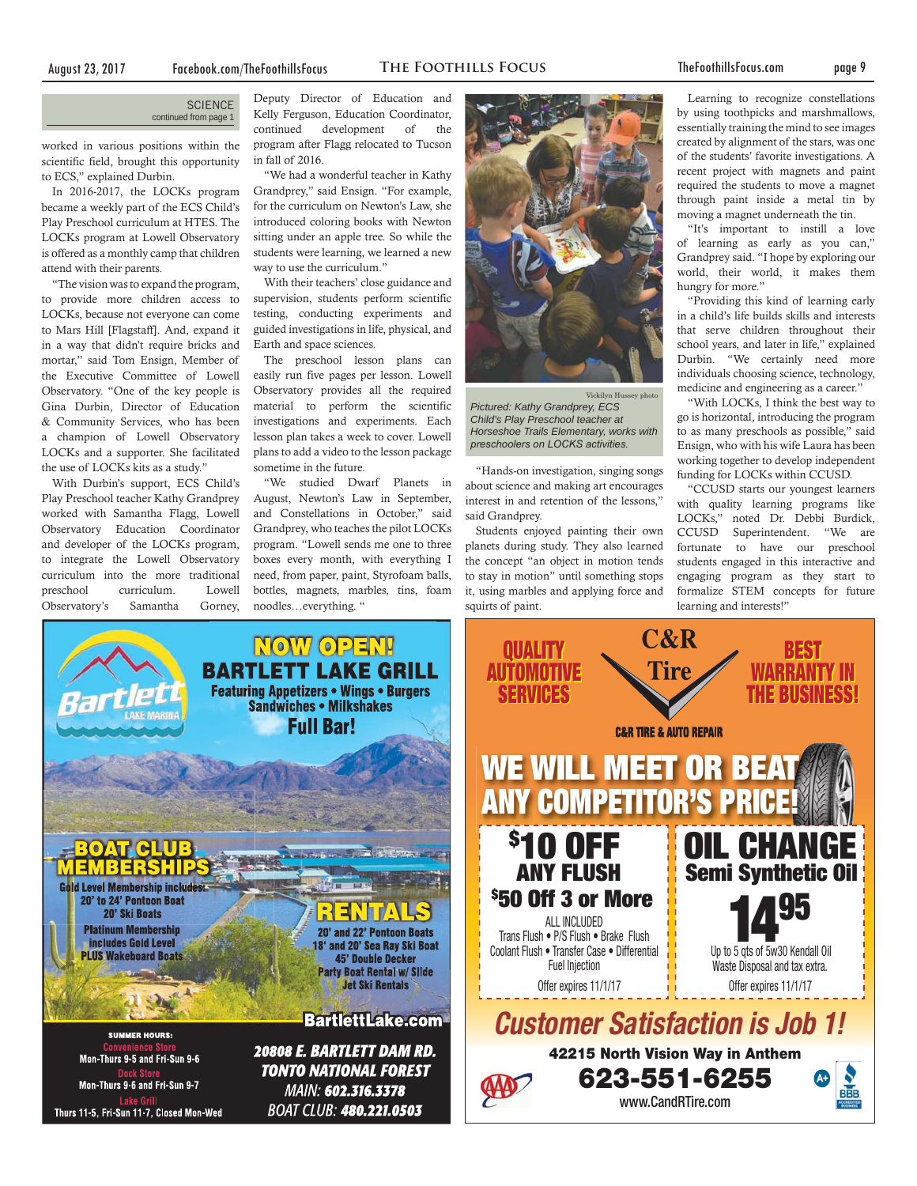SCIENCE
continued from page 1

worked in various positions within the scientific field, brought this opportunity to ECS," explained Durbin.

In 2016-2017, the LOCKs program became a weekly part of the ECS Child's Play Preschool curriculum at HTES. The LOCKs program at Lowell Observatory is offered as a monthly camp that children attend with their parents.

"The vision was to expand the program, to provide more children access to LOCKs, because not everyone can come to Mars Hill [Flagstaff]. And, expand it in a way that didn't require bricks and mortar," said Tom Ensign, Member of the Executive Committee of Lowell Observatory. "One of the key people is Gina Durbin, Director of Education & Community Services, who has been a champion of Lowell Observatory LOCKs and a supporter. She facilitated the use of LOCKs kits as a study."

With Durbin's support, ECS Child's Play Preschool teacher Kathy Grandprey worked with Samantha Flagg, Lowell Observatory Education Coordinator and developer of the LOCKs program, to integrate the Lowell Observatory curriculum into the more traditional preschool curriculum. Lowell Observatory's Samantha Gorney, Deputy Director of Education and Kelly Ferguson, Education Coordinator, continued development of the program after Flagg relocated to Tucson in fall of 2016.

"We had a wonderful teacher in Kathy Grandprey," said Ensign. "For example, for the curriculum on Newton's Law, she introduced coloring books with Newton sitting under an apple tree. So while the students were learning, we learned a new way to use the curriculum."

With their teachers' close guidance and supervision, students perform scientific testing, conducting experiments and guided investigations in life, physical, and Earth and space sciences.

The preschool lesson plans can easily run five pages per lesson. Lowell Observatory provides all the required material to perform the scientific investigations and experiments. Each lesson plan takes a week to cover. Lowell plans to add a video to the lesson package sometime in the future.

"We studied Dwarf Planets in August, Newton's Law in September, and Constellations in October," said Grandprey, who teaches the pilot LOCKs program. "Lowell sends me one to three boxes every month, with everything I need, from paper, paint, Styrofoam balls, bottles, magnets, marbles, tins, foam noodles…everything. "

Vickilyn Hussey photo

*Pictured: Kathy Grandprey, ECS Child's Play Preschool teacher at Horseshoe Trails Elementary, works with preschoolers on LOCKS activities.*

"Hands-on investigation, singing songs about science and making art encourages interest in and retention of the lessons," said Grandprey.

Students enjoyed painting their own planets during study. They also learned the concept "an object in motion tends to stay in motion" until something stops it, using marbles and applying force and squirts of paint.

Learning to recognize constellations by using toothpicks and marshmallows, essentially training the mind to see images created by alignment of the stars, was one of the students' favorite investigations. A recent project with magnets and paint required the students to move a magnet through paint inside a metal tin by moving a magnet underneath the tin.

"It's important to instill a love of learning as early as you can," Grandprey said. "I hope by exploring our world, their world, it makes them hungry for more."

"Providing this kind of learning early in a child's life builds skills and interests that serve children throughout their school years, and later in life," explained Durbin. "We certainly need more individuals choosing science, technology, medicine and engineering as a career."

"With LOCKs, I think the best way to go is horizontal, introducing the program to as many preschools as possible," said Ensign, who with his wife Laura has been working together to develop independent funding for LOCKs within CCUSD.

"CCUSD starts our youngest learners with quality learning programs like LOCKs," noted Dr. Debbi Burdick, CCUSD Superintendent. "We are fortunate to have our preschool students engaged in this interactive and engaging program as they start to formalize STEM concepts for future learning and interests!"

---

Bartlett LAKE MARINA

**NOW OPEN!**
**BARTLETT LAKE GRILL**
Featuring Appetizers • Wings • Burgers
Sandwiches • Milkshakes
**Full Bar!**

**BOAT CLUB MEMBERSHIPS**
Gold Level Membership includes:
20' to 24' Pontoon Boat
20' Ski Boats
Platinum Membership includes Gold Level PLUS Wakeboard Boats

**RENTALS**
20' and 22' Pontoon Boats
18' and 20' Sea Ray Ski Boat
45' Double Decker
Party Boat Rental w/ Slide
Jet Ski Rentals

BartlettLake.com

SUMMER HOURS:
Convenience Store
Mon-Thurs 9-5 and Fri-Sun 9-6
Dock Store
Mon-Thurs 9-6 and Fri-Sun 9-7
Lake Grill
Thurs 11-5, Fri-Sun 11-7, Closed Mon-Wed

20808 E. BARTLETT DAM RD.
TONTO NATIONAL FOREST
MAIN: 602.316.3378
BOAT CLUB: 480.221.0503

---

**QUALITY AUTOMOTIVE SERVICES**

**C&R Tire**
C&R TIRE & AUTO REPAIR

**BEST WARRANTY IN THE BUSINESS!**

**WE WILL MEET OR BEAT ANY COMPETITOR'S PRICE!**

**$10 OFF ANY FLUSH**
**$50 Off 3 or More**
ALL INCLUDED
Trans Flush • P/S Flush • Brake Flush
Coolant Flush • Transfer Case • Differential
Fuel Injection
Offer expires 11/1/17

**OIL CHANGE**
**Semi Synthetic Oil**
**14.95**
Up to 5 qts of 5w30 Kendall Oil
Waste Disposal and tax extra.
Offer expires 11/1/17

*Customer Satisfaction is Job 1!*

42215 North Vision Way in Anthem
623-551-6255
www.CandRTire.com